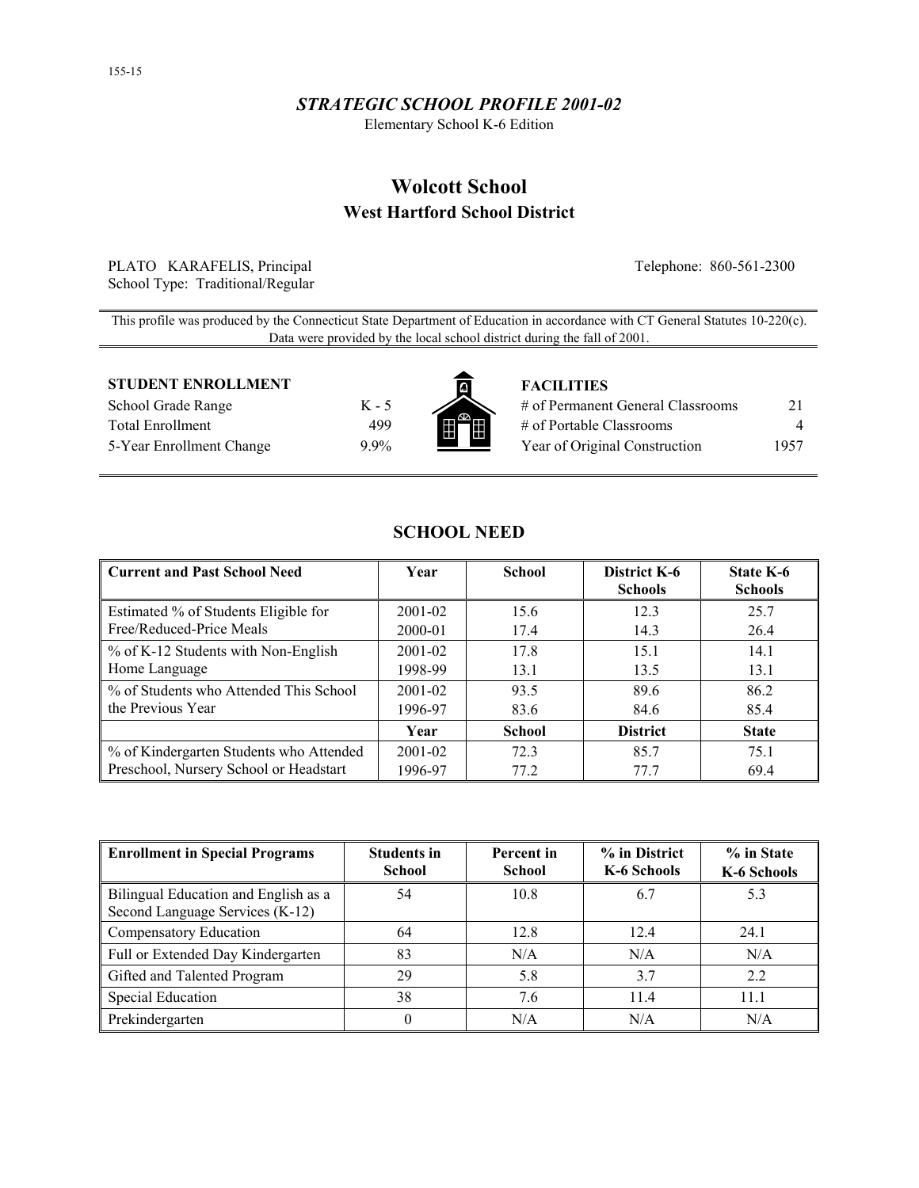155-15

*STRATEGIC SCHOOL PROFILE 2001-02*

Elementary School K-6 Edition

# Wolcott School

## West Hartford School District

PLATO KARAFELIS, Principal
School Type: Traditional/Regular

Telephone: 860-561-2300

This profile was produced by the Connecticut State Department of Education in accordance with CT General Statutes 10-220(c). Data were provided by the local school district during the fall of 2001.

| STUDENT ENROLLMENT | |
|---|---|
| School Grade Range | K - 5 |
| Total Enrollment | 499 |
| 5-Year Enrollment Change | 9.9% |

| FACILITIES | |
|---|---|
| # of Permanent General Classrooms | 21 |
| # of Portable Classrooms | 4 |
| Year of Original Construction | 1957 |

## SCHOOL NEED

| Current and Past School Need | Year | School | District K-6 Schools | State K-6 Schools |
|---|---|---|---|---|
| Estimated % of Students Eligible for Free/Reduced-Price Meals | 2001-02 | 15.6 | 12.3 | 25.7 |
| | 2000-01 | 17.4 | 14.3 | 26.4 |
| % of K-12 Students with Non-English Home Language | 2001-02 | 17.8 | 15.1 | 14.1 |
| | 1998-99 | 13.1 | 13.5 | 13.1 |
| % of Students who Attended This School the Previous Year | 2001-02 | 93.5 | 89.6 | 86.2 |
| | 1996-97 | 83.6 | 84.6 | 85.4 |
| | **Year** | **School** | **District** | **State** |
| % of Kindergarten Students who Attended Preschool, Nursery School or Headstart | 2001-02 | 72.3 | 85.7 | 75.1 |
| | 1996-97 | 77.2 | 77.7 | 69.4 |

| Enrollment in Special Programs | Students in School | Percent in School | % in District K-6 Schools | % in State K-6 Schools |
|---|---|---|---|---|
| Bilingual Education and English as a Second Language Services (K-12) | 54 | 10.8 | 6.7 | 5.3 |
| Compensatory Education | 64 | 12.8 | 12.4 | 24.1 |
| Full or Extended Day Kindergarten | 83 | N/A | N/A | N/A |
| Gifted and Talented Program | 29 | 5.8 | 3.7 | 2.2 |
| Special Education | 38 | 7.6 | 11.4 | 11.1 |
| Prekindergarten | 0 | N/A | N/A | N/A |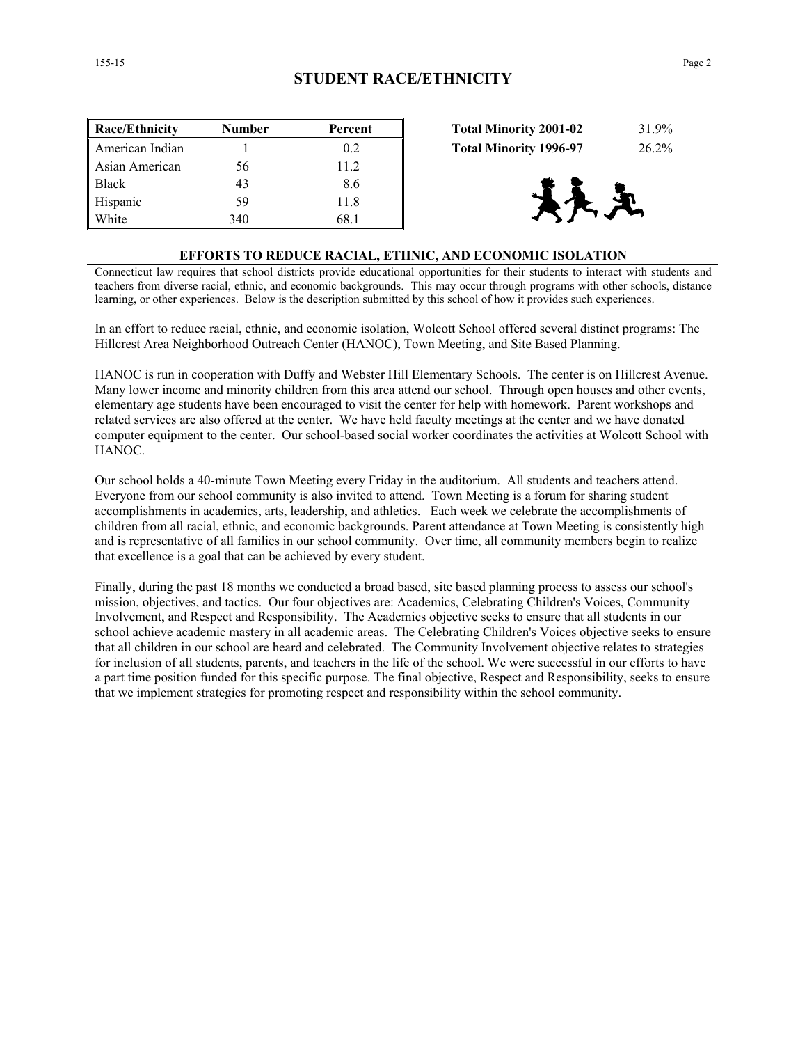## STUDENT RACE/ETHNICITY

| Race/Ethnicity | Number | Percent |
|---|---|---|
| American Indian | 1 | 0.2 |
| Asian American | 56 | 11.2 |
| Black | 43 | 8.6 |
| Hispanic | 59 | 11.8 |
| White | 340 | 68.1 |

| | |
|---|---|
| **Total Minority 2001-02** | 31.9% |
| **Total Minority 1996-97** | 26.2% |

### EFFORTS TO REDUCE RACIAL, ETHNIC, AND ECONOMIC ISOLATION

Connecticut law requires that school districts provide educational opportunities for their students to interact with students and teachers from diverse racial, ethnic, and economic backgrounds. This may occur through programs with other schools, distance learning, or other experiences. Below is the description submitted by this school of how it provides such experiences.

In an effort to reduce racial, ethnic, and economic isolation, Wolcott School offered several distinct programs: The Hillcrest Area Neighborhood Outreach Center (HANOC), Town Meeting, and Site Based Planning.

HANOC is run in cooperation with Duffy and Webster Hill Elementary Schools. The center is on Hillcrest Avenue. Many lower income and minority children from this area attend our school. Through open houses and other events, elementary age students have been encouraged to visit the center for help with homework. Parent workshops and related services are also offered at the center. We have held faculty meetings at the center and we have donated computer equipment to the center. Our school-based social worker coordinates the activities at Wolcott School with HANOC.

Our school holds a 40-minute Town Meeting every Friday in the auditorium. All students and teachers attend. Everyone from our school community is also invited to attend. Town Meeting is a forum for sharing student accomplishments in academics, arts, leadership, and athletics. Each week we celebrate the accomplishments of children from all racial, ethnic, and economic backgrounds. Parent attendance at Town Meeting is consistently high and is representative of all families in our school community. Over time, all community members begin to realize that excellence is a goal that can be achieved by every student.

Finally, during the past 18 months we conducted a broad based, site based planning process to assess our school's mission, objectives, and tactics. Our four objectives are: Academics, Celebrating Children's Voices, Community Involvement, and Respect and Responsibility. The Academics objective seeks to ensure that all students in our school achieve academic mastery in all academic areas. The Celebrating Children's Voices objective seeks to ensure that all children in our school are heard and celebrated. The Community Involvement objective relates to strategies for inclusion of all students, parents, and teachers in the life of the school. We were successful in our efforts to have a part time position funded for this specific purpose. The final objective, Respect and Responsibility, seeks to ensure that we implement strategies for promoting respect and responsibility within the school community.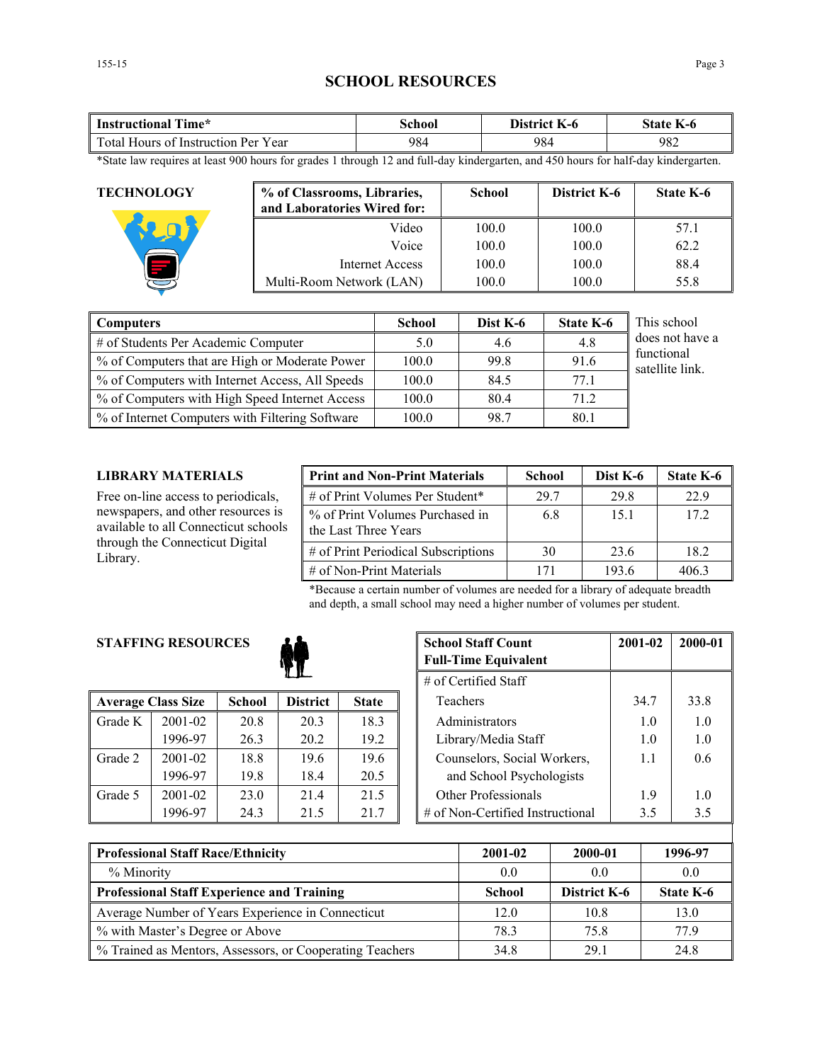# SCHOOL RESOURCES

| Instructional Time* | School | District K-6 | State K-6 |
|---|---|---|---|
| Total Hours of Instruction Per Year | 984 | 984 | 982 |

*State law requires at least 900 hours for grades 1 through 12 and full-day kindergarten, and 450 hours for half-day kindergarten.

## TECHNOLOGY

| % of Classrooms, Libraries, and Laboratories Wired for: | School | District K-6 | State K-6 |
|---|---|---|---|
| Video | 100.0 | 100.0 | 57.1 |
| Voice | 100.0 | 100.0 | 62.2 |
| Internet Access | 100.0 | 100.0 | 88.4 |
| Multi-Room Network (LAN) | 100.0 | 100.0 | 55.8 |

| Computers | School | Dist K-6 | State K-6 |
|---|---|---|---|
| # of Students Per Academic Computer | 5.0 | 4.6 | 4.8 |
| % of Computers that are High or Moderate Power | 100.0 | 99.8 | 91.6 |
| % of Computers with Internet Access, All Speeds | 100.0 | 84.5 | 77.1 |
| % of Computers with High Speed Internet Access | 100.0 | 80.4 | 71.2 |
| % of Internet Computers with Filtering Software | 100.0 | 98.7 | 80.1 |

This school does not have a functional satellite link.

## LIBRARY MATERIALS

Free on-line access to periodicals, newspapers, and other resources is available to all Connecticut schools through the Connecticut Digital Library.

| Print and Non-Print Materials | School | Dist K-6 | State K-6 |
|---|---|---|---|
| # of Print Volumes Per Student* | 29.7 | 29.8 | 22.9 |
| % of Print Volumes Purchased in the Last Three Years | 6.8 | 15.1 | 17.2 |
| # of Print Periodical Subscriptions | 30 | 23.6 | 18.2 |
| # of Non-Print Materials | 171 | 193.6 | 406.3 |

*Because a certain number of volumes are needed for a library of adequate breadth and depth, a small school may need a higher number of volumes per student.

## STAFFING RESOURCES

| Average Class Size | | School | District | State |
|---|---|---|---|---|
| Grade K | 2001-02 | 20.8 | 20.3 | 18.3 |
| | 1996-97 | 26.3 | 20.2 | 19.2 |
| Grade 2 | 2001-02 | 18.8 | 19.6 | 19.6 |
| | 1996-97 | 19.8 | 18.4 | 20.5 |
| Grade 5 | 2001-02 | 23.0 | 21.4 | 21.5 |
| | 1996-97 | 24.3 | 21.5 | 21.7 |

| School Staff Count Full-Time Equivalent | 2001-02 | 2000-01 |
|---|---|---|
| # of Certified Staff | | |
| Teachers | 34.7 | 33.8 |
| Administrators | 1.0 | 1.0 |
| Library/Media Staff | 1.0 | 1.0 |
| Counselors, Social Workers, and School Psychologists | 1.1 | 0.6 |
| Other Professionals | 1.9 | 1.0 |
| # of Non-Certified Instructional | 3.5 | 3.5 |

| Professional Staff Race/Ethnicity | 2001-02 | 2000-01 | 1996-97 |
|---|---|---|---|
| % Minority | 0.0 | 0.0 | 0.0 |
| **Professional Staff Experience and Training** | **School** | **District K-6** | **State K-6** |
| Average Number of Years Experience in Connecticut | 12.0 | 10.8 | 13.0 |
| % with Master's Degree or Above | 78.3 | 75.8 | 77.9 |
| % Trained as Mentors, Assessors, or Cooperating Teachers | 34.8 | 29.1 | 24.8 |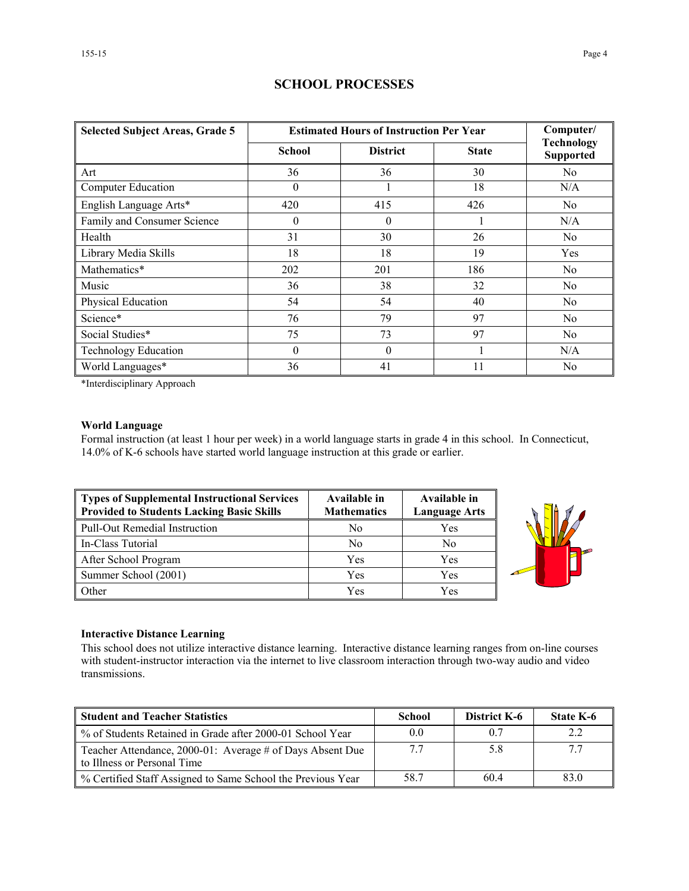# SCHOOL PROCESSES

| Selected Subject Areas, Grade 5 | Estimated Hours of Instruction Per Year | | | Computer/ Technology Supported |
|---|---|---|---|---|
| | School | District | State | |
| Art | 36 | 36 | 30 | No |
| Computer Education | 0 | 1 | 18 | N/A |
| English Language Arts* | 420 | 415 | 426 | No |
| Family and Consumer Science | 0 | 0 | 1 | N/A |
| Health | 31 | 30 | 26 | No |
| Library Media Skills | 18 | 18 | 19 | Yes |
| Mathematics* | 202 | 201 | 186 | No |
| Music | 36 | 38 | 32 | No |
| Physical Education | 54 | 54 | 40 | No |
| Science* | 76 | 79 | 97 | No |
| Social Studies* | 75 | 73 | 97 | No |
| Technology Education | 0 | 0 | 1 | N/A |
| World Languages* | 36 | 41 | 11 | No |

*Interdisciplinary Approach

**World Language**
Formal instruction (at least 1 hour per week) in a world language starts in grade 4 in this school. In Connecticut, 14.0% of K-6 schools have started world language instruction at this grade or earlier.

| Types of Supplemental Instructional Services Provided to Students Lacking Basic Skills | Available in Mathematics | Available in Language Arts |
|---|---|---|
| Pull-Out Remedial Instruction | No | Yes |
| In-Class Tutorial | No | No |
| After School Program | Yes | Yes |
| Summer School (2001) | Yes | Yes |
| Other | Yes | Yes |

**Interactive Distance Learning**
This school does not utilize interactive distance learning. Interactive distance learning ranges from on-line courses with student-instructor interaction via the internet to live classroom interaction through two-way audio and video transmissions.

| Student and Teacher Statistics | School | District K-6 | State K-6 |
|---|---|---|---|
| % of Students Retained in Grade after 2000-01 School Year | 0.0 | 0.7 | 2.2 |
| Teacher Attendance, 2000-01: Average # of Days Absent Due to Illness or Personal Time | 7.7 | 5.8 | 7.7 |
| % Certified Staff Assigned to Same School the Previous Year | 58.7 | 60.4 | 83.0 |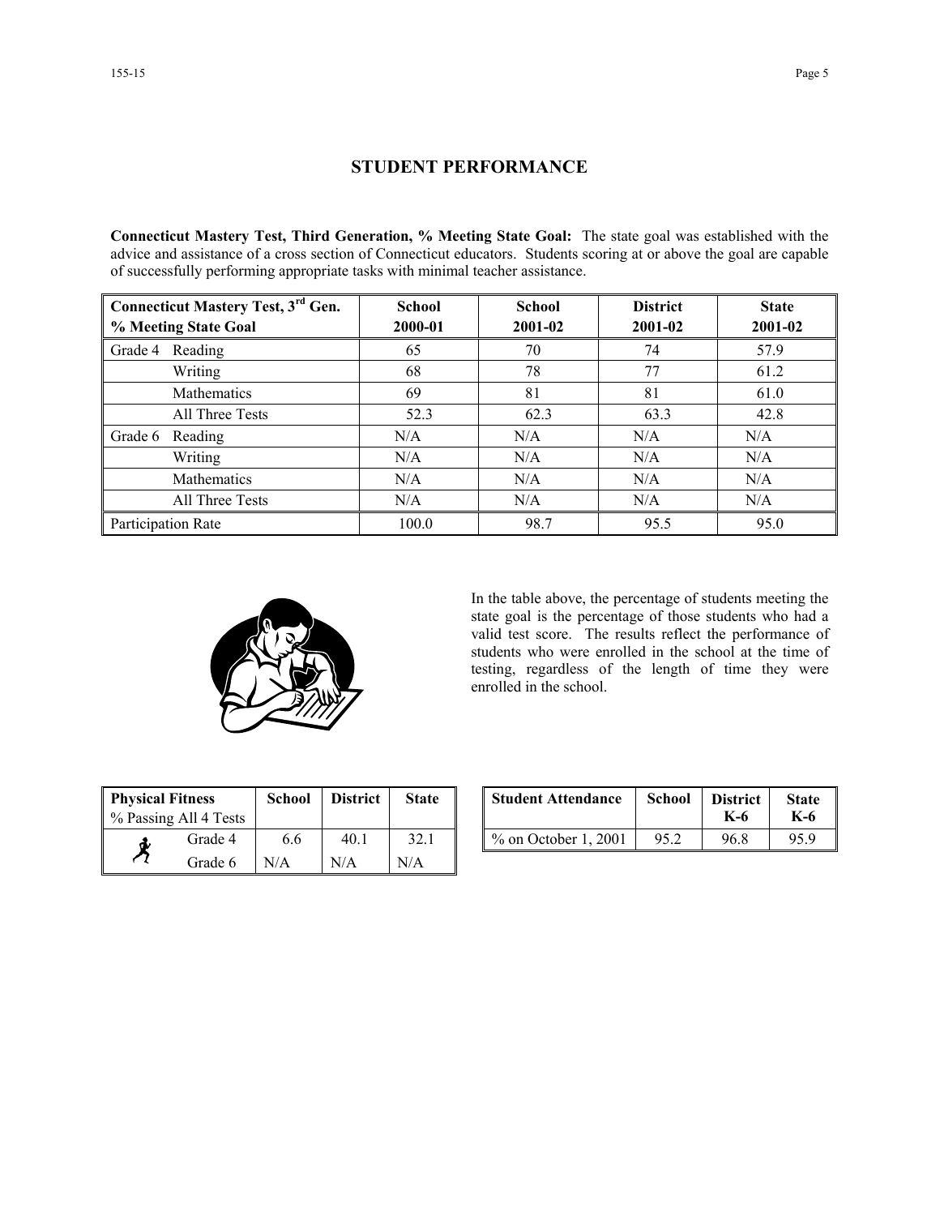# STUDENT PERFORMANCE

**Connecticut Mastery Test, Third Generation, % Meeting State Goal:** The state goal was established with the advice and assistance of a cross section of Connecticut educators. Students scoring at or above the goal are capable of successfully performing appropriate tasks with minimal teacher assistance.

| Connecticut Mastery Test, 3rd Gen. % Meeting State Goal | | School 2000-01 | School 2001-02 | District 2001-02 | State 2001-02 |
|---|---|---|---|---|---|
| Grade 4 | Reading | 65 | 70 | 74 | 57.9 |
| | Writing | 68 | 78 | 77 | 61.2 |
| | Mathematics | 69 | 81 | 81 | 61.0 |
| | All Three Tests | 52.3 | 62.3 | 63.3 | 42.8 |
| Grade 6 | Reading | N/A | N/A | N/A | N/A |
| | Writing | N/A | N/A | N/A | N/A |
| | Mathematics | N/A | N/A | N/A | N/A |
| | All Three Tests | N/A | N/A | N/A | N/A |
| Participation Rate | | 100.0 | 98.7 | 95.5 | 95.0 |

In the table above, the percentage of students meeting the state goal is the percentage of those students who had a valid test score. The results reflect the performance of students who were enrolled in the school at the time of testing, regardless of the length of time they were enrolled in the school.

| Physical Fitness % Passing All 4 Tests | School | District | State |
|---|---|---|---|
| Grade 4 | 6.6 | 40.1 | 32.1 |
| Grade 6 | N/A | N/A | N/A |

| Student Attendance | School | District K-6 | State K-6 |
|---|---|---|---|
| % on October 1, 2001 | 95.2 | 96.8 | 95.9 |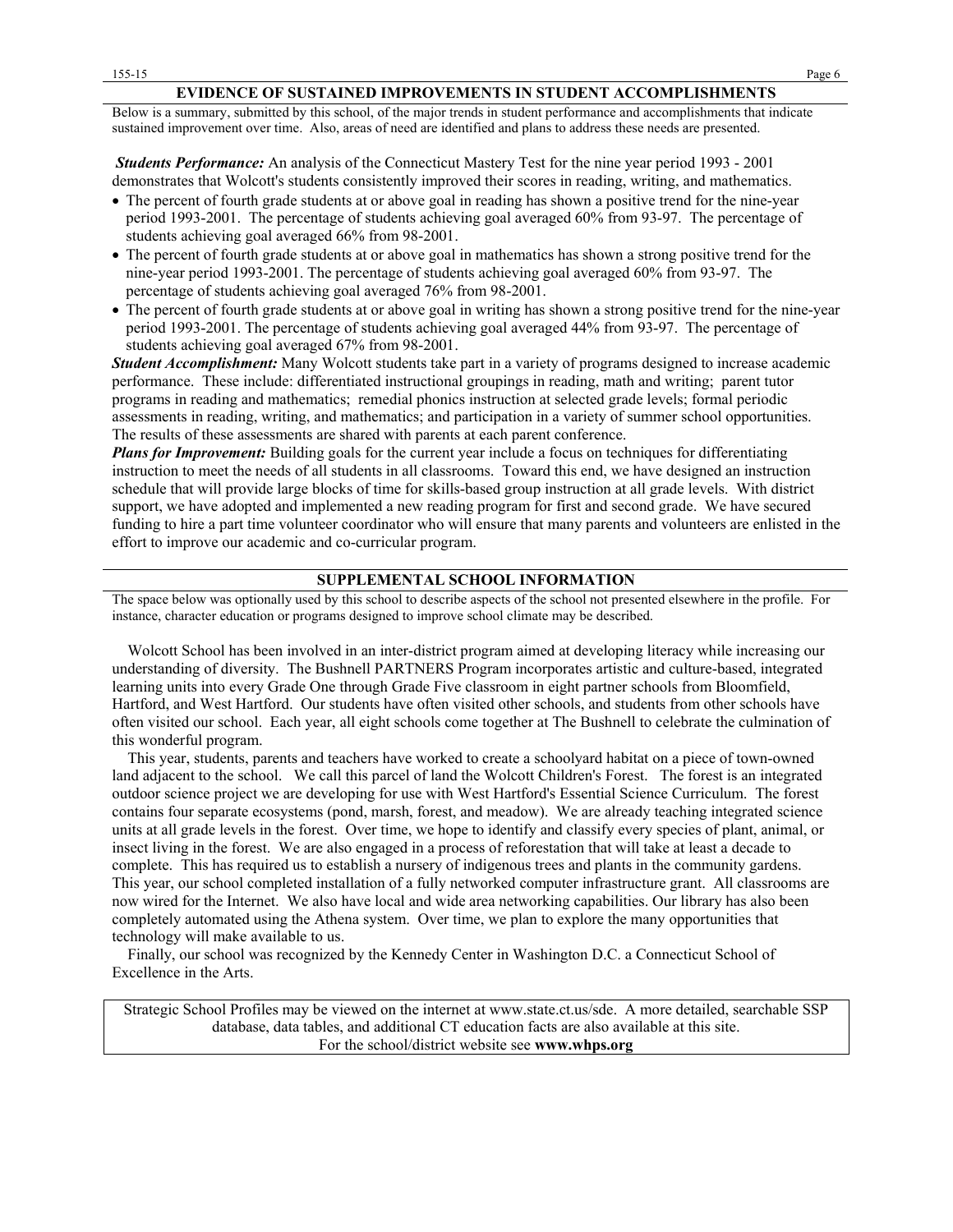## EVIDENCE OF SUSTAINED IMPROVEMENTS IN STUDENT ACCOMPLISHMENTS

Below is a summary, submitted by this school, of the major trends in student performance and accomplishments that indicate sustained improvement over time. Also, areas of need are identified and plans to address these needs are presented.

***Students Performance:*** An analysis of the Connecticut Mastery Test for the nine year period 1993 - 2001 demonstrates that Wolcott's students consistently improved their scores in reading, writing, and mathematics.

- The percent of fourth grade students at or above goal in reading has shown a positive trend for the nine-year period 1993-2001. The percentage of students achieving goal averaged 60% from 93-97. The percentage of students achieving goal averaged 66% from 98-2001.
- The percent of fourth grade students at or above goal in mathematics has shown a strong positive trend for the nine-year period 1993-2001. The percentage of students achieving goal averaged 60% from 93-97. The percentage of students achieving goal averaged 76% from 98-2001.
- The percent of fourth grade students at or above goal in writing has shown a strong positive trend for the nine-year period 1993-2001. The percentage of students achieving goal averaged 44% from 93-97. The percentage of students achieving goal averaged 67% from 98-2001.

***Student Accomplishment:*** Many Wolcott students take part in a variety of programs designed to increase academic performance. These include: differentiated instructional groupings in reading, math and writing; parent tutor programs in reading and mathematics; remedial phonics instruction at selected grade levels; formal periodic assessments in reading, writing, and mathematics; and participation in a variety of summer school opportunities. The results of these assessments are shared with parents at each parent conference.

***Plans for Improvement:*** Building goals for the current year include a focus on techniques for differentiating instruction to meet the needs of all students in all classrooms. Toward this end, we have designed an instruction schedule that will provide large blocks of time for skills-based group instruction at all grade levels. With district support, we have adopted and implemented a new reading program for first and second grade. We have secured funding to hire a part time volunteer coordinator who will ensure that many parents and volunteers are enlisted in the effort to improve our academic and co-curricular program.

## SUPPLEMENTAL SCHOOL INFORMATION

The space below was optionally used by this school to describe aspects of the school not presented elsewhere in the profile. For instance, character education or programs designed to improve school climate may be described.

Wolcott School has been involved in an inter-district program aimed at developing literacy while increasing our understanding of diversity. The Bushnell PARTNERS Program incorporates artistic and culture-based, integrated learning units into every Grade One through Grade Five classroom in eight partner schools from Bloomfield, Hartford, and West Hartford. Our students have often visited other schools, and students from other schools have often visited our school. Each year, all eight schools come together at The Bushnell to celebrate the culmination of this wonderful program.

This year, students, parents and teachers have worked to create a schoolyard habitat on a piece of town-owned land adjacent to the school. We call this parcel of land the Wolcott Children's Forest. The forest is an integrated outdoor science project we are developing for use with West Hartford's Essential Science Curriculum. The forest contains four separate ecosystems (pond, marsh, forest, and meadow). We are already teaching integrated science units at all grade levels in the forest. Over time, we hope to identify and classify every species of plant, animal, or insect living in the forest. We are also engaged in a process of reforestation that will take at least a decade to complete. This has required us to establish a nursery of indigenous trees and plants in the community gardens. This year, our school completed installation of a fully networked computer infrastructure grant. All classrooms are now wired for the Internet. We also have local and wide area networking capabilities. Our library has also been completely automated using the Athena system. Over time, we plan to explore the many opportunities that technology will make available to us.

Finally, our school was recognized by the Kennedy Center in Washington D.C. a Connecticut School of Excellence in the Arts.

Strategic School Profiles may be viewed on the internet at www.state.ct.us/sde. A more detailed, searchable SSP database, data tables, and additional CT education facts are also available at this site.
For the school/district website see **www.whps.org**